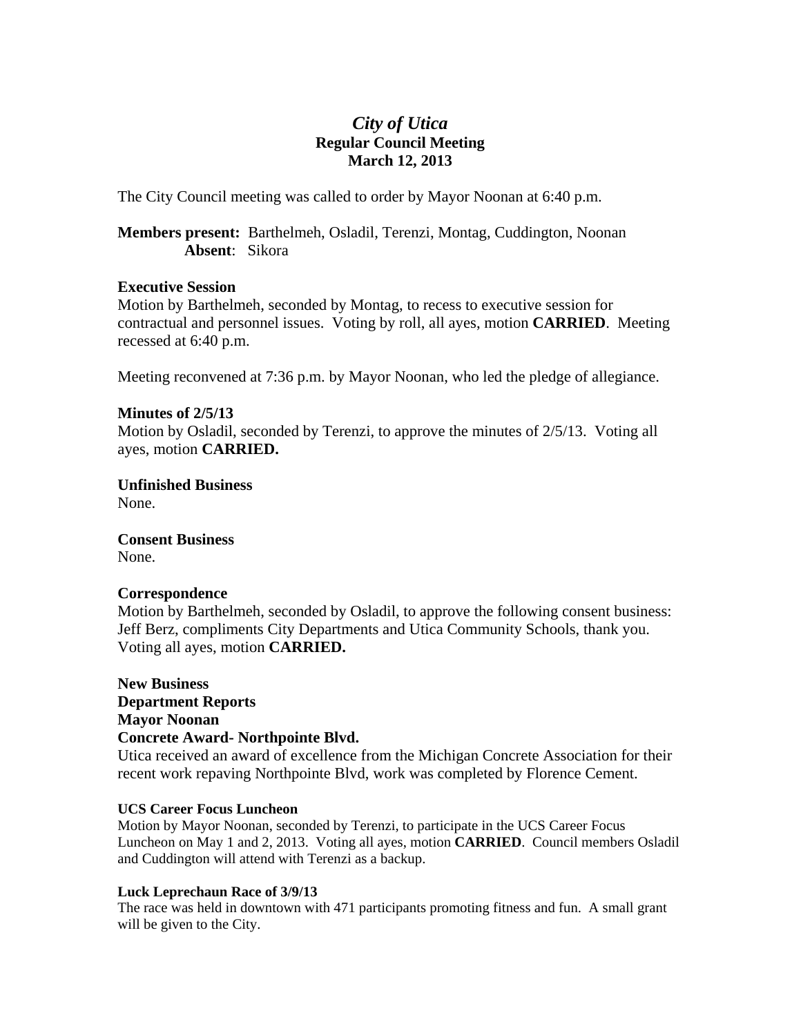# *City of Utica*
## Regular Council Meeting
## March 12, 2013

The City Council meeting was called to order by Mayor Noonan at 6:40 p.m.

**Members present:** Barthelmeh, Osladil, Terenzi, Montag, Cuddington, Noonan
**Absent**: Sikora

**Executive Session**
Motion by Barthelmeh, seconded by Montag, to recess to executive session for contractual and personnel issues. Voting by roll, all ayes, motion **CARRIED**. Meeting recessed at 6:40 p.m.

Meeting reconvened at 7:36 p.m. by Mayor Noonan, who led the pledge of allegiance.

**Minutes of 2/5/13**
Motion by Osladil, seconded by Terenzi, to approve the minutes of 2/5/13. Voting all ayes, motion **CARRIED.**

**Unfinished Business**
None.

**Consent Business**
None.

**Correspondence**
Motion by Barthelmeh, seconded by Osladil, to approve the following consent business: Jeff Berz, compliments City Departments and Utica Community Schools, thank you. Voting all ayes, motion **CARRIED.**

**New Business**
**Department Reports**
**Mayor Noonan**
**Concrete Award- Northpointe Blvd.**
Utica received an award of excellence from the Michigan Concrete Association for their recent work repaving Northpointe Blvd, work was completed by Florence Cement.

**UCS Career Focus Luncheon**
Motion by Mayor Noonan, seconded by Terenzi, to participate in the UCS Career Focus Luncheon on May 1 and 2, 2013. Voting all ayes, motion **CARRIED**. Council members Osladil and Cuddington will attend with Terenzi as a backup.

**Luck Leprechaun Race of 3/9/13**
The race was held in downtown with 471 participants promoting fitness and fun. A small grant will be given to the City.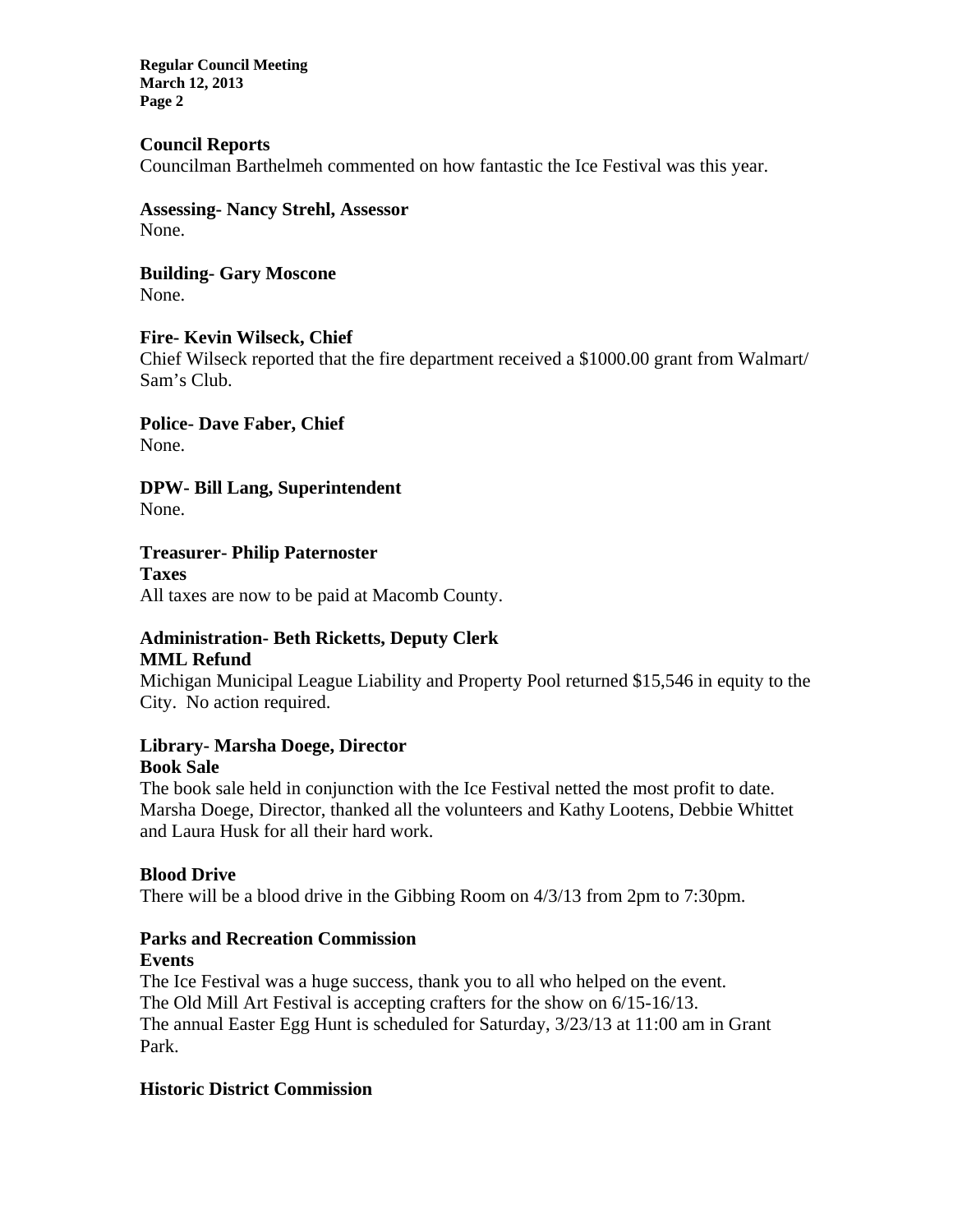**Council Reports**

Councilman Barthelmeh commented on how fantastic the Ice Festival was this year.

**Assessing- Nancy Strehl, Assessor**

None.

**Building- Gary Moscone**

None.

**Fire- Kevin Wilseck, Chief**

Chief Wilseck reported that the fire department received a $1000.00 grant from Walmart/ Sam's Club.

**Police- Dave Faber, Chief**

None.

**DPW- Bill Lang, Superintendent**

None.

**Treasurer- Philip Paternoster**

**Taxes**

All taxes are now to be paid at Macomb County.

**Administration- Beth Ricketts, Deputy Clerk**

**MML Refund**

Michigan Municipal League Liability and Property Pool returned $15,546 in equity to the City. No action required.

**Library- Marsha Doege, Director**

**Book Sale**

The book sale held in conjunction with the Ice Festival netted the most profit to date. Marsha Doege, Director, thanked all the volunteers and Kathy Lootens, Debbie Whittet and Laura Husk for all their hard work.

**Blood Drive**

There will be a blood drive in the Gibbing Room on 4/3/13 from 2pm to 7:30pm.

**Parks and Recreation Commission**

**Events**

The Ice Festival was a huge success, thank you to all who helped on the event.
The Old Mill Art Festival is accepting crafters for the show on 6/15-16/13.
The annual Easter Egg Hunt is scheduled for Saturday, 3/23/13 at 11:00 am in Grant Park.

**Historic District Commission**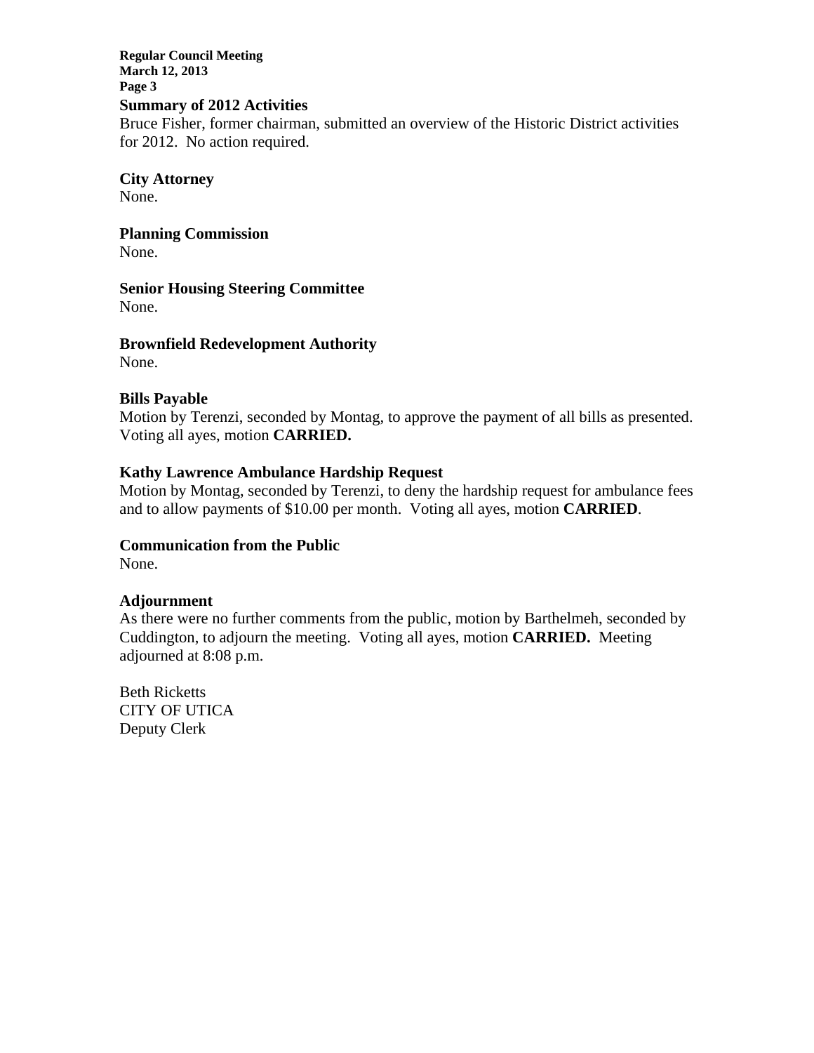**Summary of 2012 Activities**

Bruce Fisher, former chairman, submitted an overview of the Historic District activities for 2012. No action required.

**City Attorney**

None.

**Planning Commission**

None.

**Senior Housing Steering Committee**

None.

**Brownfield Redevelopment Authority**

None.

**Bills Payable**

Motion by Terenzi, seconded by Montag, to approve the payment of all bills as presented. Voting all ayes, motion **CARRIED.**

**Kathy Lawrence Ambulance Hardship Request**

Motion by Montag, seconded by Terenzi, to deny the hardship request for ambulance fees and to allow payments of $10.00 per month. Voting all ayes, motion **CARRIED**.

**Communication from the Public**

None.

**Adjournment**

As there were no further comments from the public, motion by Barthelmeh, seconded by Cuddington, to adjourn the meeting. Voting all ayes, motion **CARRIED.** Meeting adjourned at 8:08 p.m.

Beth Ricketts
CITY OF UTICA
Deputy Clerk